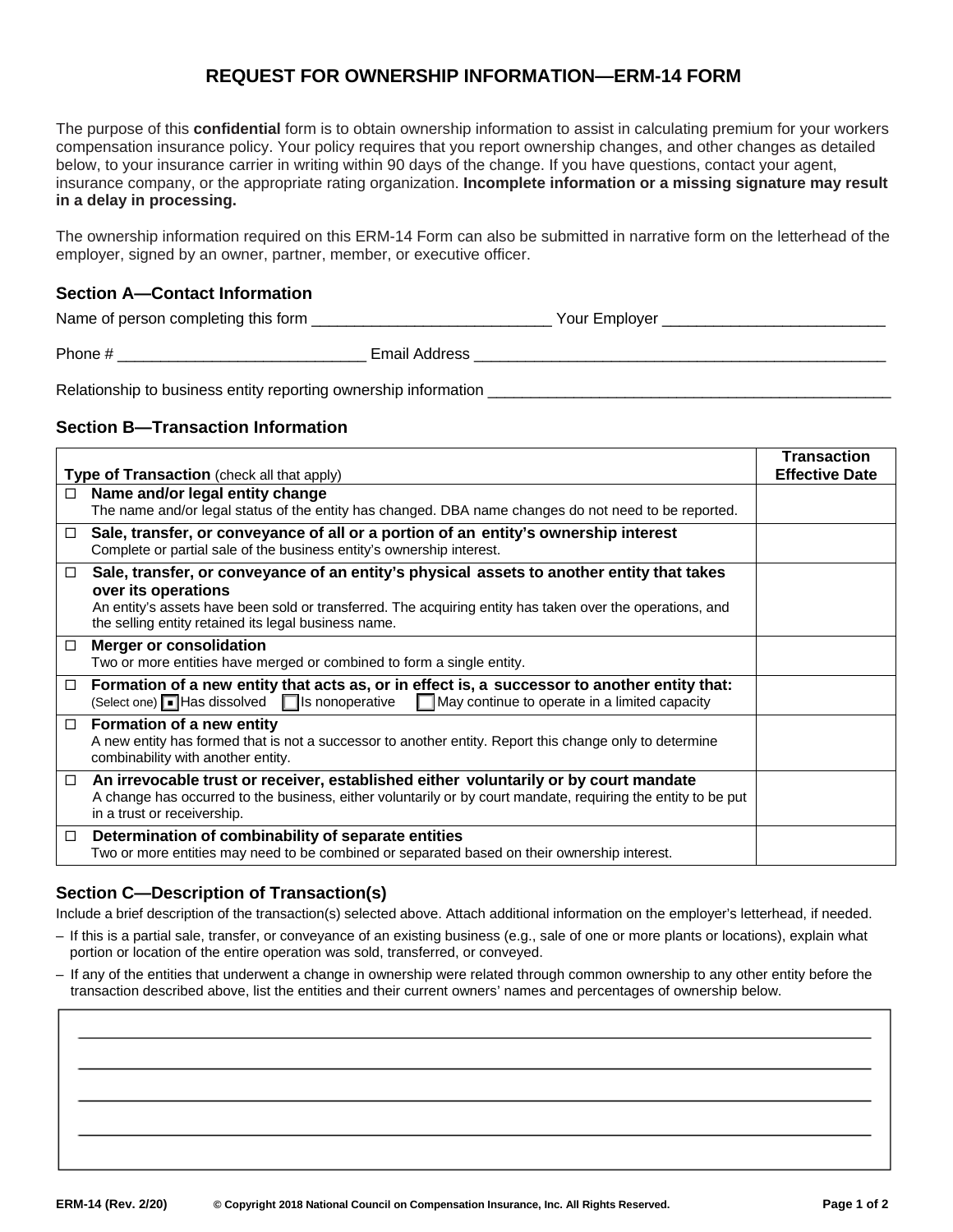# REQUEST FOR OWNERSHIP INFORMATION—ERM-14 FORM

The purpose of this **confidential** form is to obtain ownership information to assist in calculating premium for your workers compensation insurance policy. Your policy requires that you report ownership changes, and other changes as detailed below, to your insurance carrier in writing within 90 days of the change. If you have questions, contact your agent, insurance company, or the appropriate rating organization. **Incomplete information or a missing signature may result in a delay in processing.**

The ownership information required on this ERM-14 Form can also be submitted in narrative form on the letterhead of the employer, signed by an owner, partner, member, or executive officer.

## Section A—Contact Information

Name of person completing this form ____________________________ Your Employer __________________________

Phone # ____________________________ Email Address ________________________________________________

Relationship to business entity reporting ownership information _______________________________________________

## Section B—Transaction Information

| **Type of Transaction** (check all that apply) | **Transaction Effective Date** |
|---|---|
| ☐ **Name and/or legal entity change**<br>The name and/or legal status of the entity has changed. DBA name changes do not need to be reported. | |
| ☐ **Sale, transfer, or conveyance of all or a portion of an entity's ownership interest**<br>Complete or partial sale of the business entity's ownership interest. | |
| ☐ **Sale, transfer, or conveyance of an entity's physical assets to another entity that takes over its operations**<br>An entity's assets have been sold or transferred. The acquiring entity has taken over the operations, and the selling entity retained its legal business name. | |
| ☐ **Merger or consolidation**<br>Two or more entities have merged or combined to form a single entity. | |
| ☐ **Formation of a new entity that acts as, or in effect is, a successor to another entity that:**<br>(Select one) ■ Has dissolved ☐ Is nonoperative ☐ May continue to operate in a limited capacity | |
| ☐ **Formation of a new entity**<br>A new entity has formed that is not a successor to another entity. Report this change only to determine combinability with another entity. | |
| ☐ **An irrevocable trust or receiver, established either voluntarily or by court mandate**<br>A change has occurred to the business, either voluntarily or by court mandate, requiring the entity to be put in a trust or receivership. | |
| ☐ **Determination of combinability of separate entities**<br>Two or more entities may need to be combined or separated based on their ownership interest. | |

## Section C—Description of Transaction(s)

Include a brief description of the transaction(s) selected above. Attach additional information on the employer's letterhead, if needed.

- If this is a partial sale, transfer, or conveyance of an existing business (e.g., sale of one or more plants or locations), explain what portion or location of the entire operation was sold, transferred, or conveyed.
- If any of the entities that underwent a change in ownership were related through common ownership to any other entity before the transaction described above, list the entities and their current owners' names and percentages of ownership below.

____________________________________________________________________________________

____________________________________________________________________________________

____________________________________________________________________________________

____________________________________________________________________________________

ERM-14 (Rev. 2/20) © Copyright 2018 National Council on Compensation Insurance, Inc. All Rights Reserved.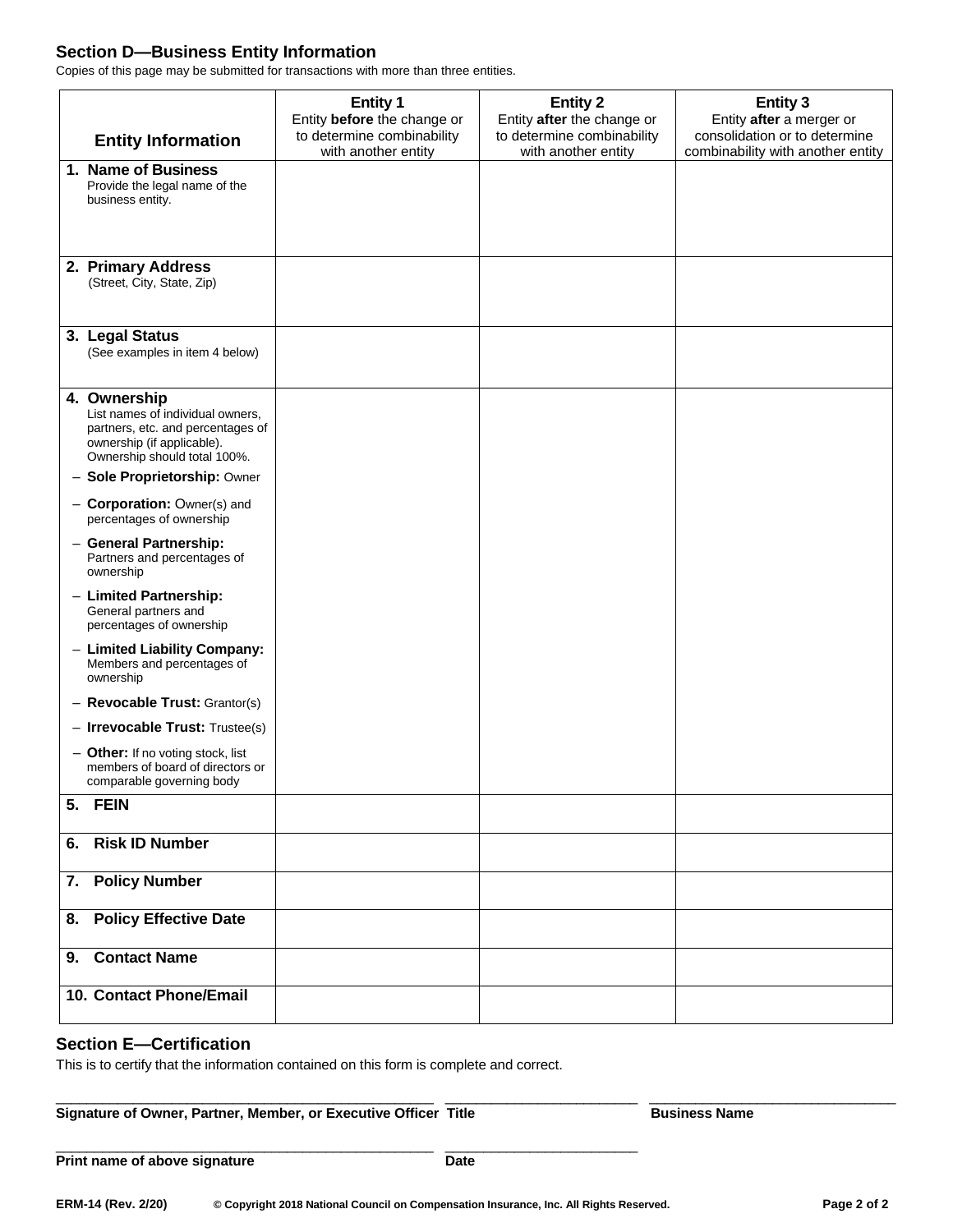## Section D—Business Entity Information

Copies of this page may be submitted for transactions with more than three entities.

| Entity Information | **Entity 1** Entity **before** the change or to determine combinability with another entity | **Entity 2** Entity **after** the change or to determine combinability with another entity | **Entity 3** Entity **after** a merger or consolidation or to determine combinability with another entity |
|---|---|---|---|
| **1. Name of Business** Provide the legal name of the business entity. | | | |
| **2. Primary Address** (Street, City, State, Zip) | | | |
| **3. Legal Status** (See examples in item 4 below) | | | |
| **4. Ownership** List names of individual owners, partners, etc. and percentages of ownership (if applicable). Ownership should total 100%. – **Sole Proprietorship:** Owner – **Corporation:** Owner(s) and percentages of ownership – **General Partnership:** Partners and percentages of ownership – **Limited Partnership:** General partners and percentages of ownership – **Limited Liability Company:** Members and percentages of ownership – **Revocable Trust:** Grantor(s) – **Irrevocable Trust:** Trustee(s) – **Other:** If no voting stock, list members of board of directors or comparable governing body | | | |
| **5. FEIN** | | | |
| **6. Risk ID Number** | | | |
| **7. Policy Number** | | | |
| **8. Policy Effective Date** | | | |
| **9. Contact Name** | | | |
| **10. Contact Phone/Email** | | | |

## Section E—Certification

This is to certify that the information contained on this form is complete and correct.

______________________________ ______________________ ______________________

**Signature of Owner, Partner, Member, or Executive Officer** **Title** **Business Name**

______________________________ ______________________

**Print name of above signature** **Date**

ERM-14 (Rev. 2/20) © Copyright 2018 National Council on Compensation Insurance, Inc. All Rights Reserved.